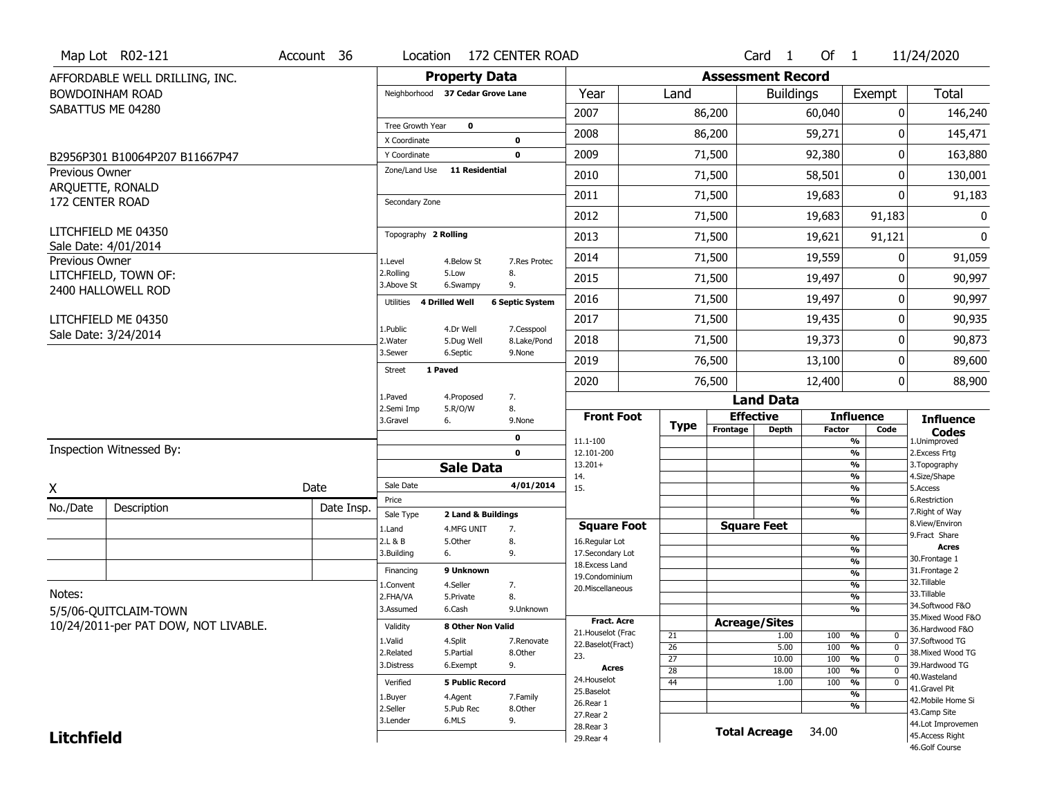Map Lot R02-121 | Account 36 | Location 172 CENTER ROAD | Card 1 Of 1 | 11/24/2020

AFFORDABLE WELL DRILLING, INC.
BOWDOINHAM ROAD
SABATTUS ME 04280

B2956P301 B10064P207 B11667P47

Previous Owner
ARQUETTE, RONALD
172 CENTER ROAD

LITCHFIELD ME 04350
Sale Date: 4/01/2014

Previous Owner
LITCHFIELD, TOWN OF:
2400 HALLOWELL ROD

LITCHFIELD ME 04350
Sale Date: 3/24/2014

## Property Data

Neighborhood **37 Cedar Grove Lane**

Tree Growth Year **0**
X Coordinate **0**
Y Coordinate **0**
Zone/Land Use **11 Residential**

Secondary Zone

Topography **2 Rolling**

1.Level 4.Below St 7.Res Protec
2.Rolling 5.Low 8.
3.Above St 6.Swampy 9.

Utilities **4 Drilled Well** **6 Septic System**

1.Public 4.Dr Well 7.Cesspool
2.Water 5.Dug Well 8.Lake/Pond
3.Sewer 6.Septic 9.None

Street **1 Paved**

1.Paved 4.Proposed 7.
2.Semi Imp 5.R/O/W 8.
3.Gravel 6. 9.None

0
0

## Sale Data

Sale Date **4/01/2014**
Price

Sale Type **2 Land & Buildings**
1.Land 4.MFG UNIT 7.
2.L & B 5.Other 8.
3.Building 6. 9.

Financing **9 Unknown**
1.Convent 4.Seller 7.
2.FHA/VA 5.Private 8.
3.Assumed 6.Cash 9.Unknown

Validity **8 Other Non Valid**
1.Valid 4.Split 7.Renovate
2.Related 5.Partial 8.Other
3.Distress 6.Exempt 9.

Verified **5 Public Record**
1.Buyer 4.Agent 7.Family
2.Seller 5.Pub Rec 8.Other
3.Lender 6.MLS 9.

## Assessment Record

| Year | Land | Buildings | Exempt | Total |
|---|---|---|---|---|
| 2007 | 86,200 | 60,040 | 0 | 146,240 |
| 2008 | 86,200 | 59,271 | 0 | 145,471 |
| 2009 | 71,500 | 92,380 | 0 | 163,880 |
| 2010 | 71,500 | 58,501 | 0 | 130,001 |
| 2011 | 71,500 | 19,683 | 0 | 91,183 |
| 2012 | 71,500 | 19,683 | 91,183 | 0 |
| 2013 | 71,500 | 19,621 | 91,121 | 0 |
| 2014 | 71,500 | 19,559 | 0 | 91,059 |
| 2015 | 71,500 | 19,497 | 0 | 90,997 |
| 2016 | 71,500 | 19,497 | 0 | 90,997 |
| 2017 | 71,500 | 19,435 | 0 | 90,935 |
| 2018 | 71,500 | 19,373 | 0 | 90,873 |
| 2019 | 76,500 | 13,100 | 0 | 89,600 |
| 2020 | 76,500 | 12,400 | 0 | 88,900 |

## Land Data

| Front Foot | Type | Effective Frontage | Effective Depth | Influence Factor | Influence Code |
|---|---|---|---|---|---|
| 11.1-100 | | | | % | |
| 12.101-200 | | | | % | |
| 13.201+ | | | | % | |
| 14. | | | | % | |
| 15. | | | | % | |
| | | | | % | |
| | | | | % | |

| Square Foot | Square Feet | | |
|---|---|---|---|
| 16.Regular Lot | | % | |
| 17.Secondary Lot | | % | |
| 18.Excess Land | | % | |
| 19.Condominium | | % | |
| 20.Miscellaneous | | % | |
| | | % | |
| | | % | |

| Fract. Acre / Acres | Type | Acreage/Sites | Factor | Code |
|---|---|---|---|---|
| 21.Houselot (Frac | 21 | 1.00 | 100 % | 0 |
| 22.Baselot(Fract) | 26 | 5.00 | 100 % | 0 |
| 23. | 27 | 10.00 | 100 % | 0 |
| 24.Houselot | 28 | 18.00 | 100 % | 0 |
| 25.Baselot | 44 | 1.00 | 100 % | 0 |
| 26.Rear 1 | | | % | |
| 27.Rear 2 | | | % | |
| 28.Rear 3 | | | | |
| 29.Rear 4 | | | | |

**Total Acreage** 34.00

**Influence Codes**
1.Unimproved
2.Excess Frtg
3.Topography
4.Size/Shape
5.Access
6.Restriction
7.Right of Way
8.View/Environ
9.Fract Share
**Acres**
30.Frontage 1
31.Frontage 2
32.Tillable
33.Tillable
34.Softwood F&O
35.Mixed Wood F&O
36.Hardwood F&O
37.Softwood TG
38.Mixed Wood TG
39.Hardwood TG
40.Wasteland
41.Gravel Pit
42.Mobile Home Si
43.Camp Site
44.Lot Improvemen
45.Access Right
46.Golf Course

Inspection Witnessed By:

X _______________ Date

| No./Date | Description | Date Insp. |
|---|---|---|
| | | |
| | | |
| | | |

Notes:
5/5/06-QUITCLAIM-TOWN
10/24/2011-per PAT DOW, NOT LIVABLE.

**Litchfield**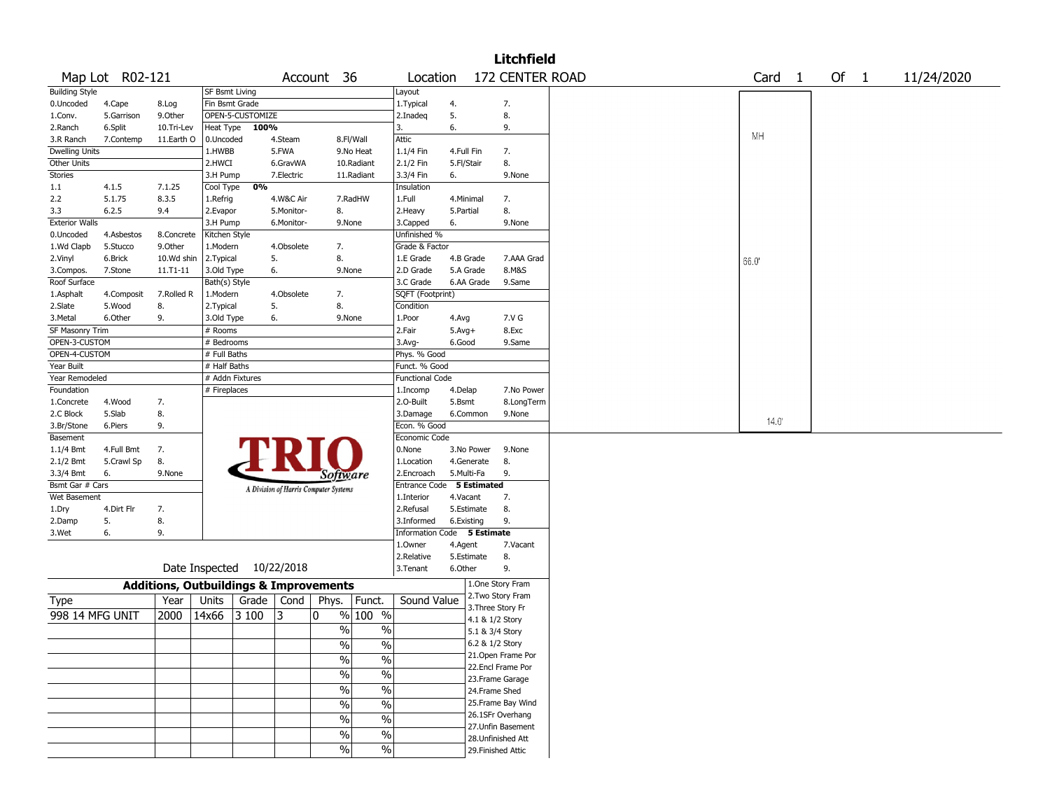# Litchfield

Map Lot R02-121 | Account 36 | Location 172 CENTER ROAD | Card 1 Of 1 | 11/24/2020

| Building Style | | | SF Bsmt Living | | | Layout | | |
|---|---|---|---|---|---|---|---|---|
| 0.Uncoded | 4.Cape | 8.Log | Fin Bsmt Grade | | | 1.Typical | 4. | 7. |
| 1.Conv. | 5.Garrison | 9.Other | OPEN-5-CUSTOMIZE | | | 2.Inadeq | 5. | 8. |
| 2.Ranch | 6.Split | 10.Tri-Lev | Heat Type 100% | | | 3. | 6. | 9. |
| 3.R Ranch | 7.Contemp | 11.Earth O | 0.Uncoded | 4.Steam | 8.Fl/Wall | Attic | | |
| Dwelling Units | | | 1.HWBB | 5.FWA | 9.No Heat | 1.1/4 Fin | 4.Full Fin | 7. |
| Other Units | | | 2.HWCI | 6.GravWA | 10.Radiant | 2.1/2 Fin | 5.Fl/Stair | 8. |
| Stories | | | 3.H Pump | 7.Electric | 11.Radiant | 3.3/4 Fin | 6. | 9.None |
| 1.1 | 4.1.5 | 7.1.25 | Cool Type 0% | | | Insulation | | |
| 2.2 | 5.1.75 | 8.3.5 | 1.Refrig | 4.W&C Air | 7.RadHW | 1.Full | 4.Minimal | 7. |
| 3.3 | 6.2.5 | 9.4 | 2.Evapor | 5.Monitor- | 8. | 2.Heavy | 5.Partial | 8. |
| Exterior Walls | | | 3.H Pump | 6.Monitor- | 9.None | 3.Capped | 6. | 9.None |
| 0.Uncoded | 4.Asbestos | 8.Concrete | Kitchen Style | | | Unfinished % | | |
| 1.Wd Clapb | 5.Stucco | 9.Other | 1.Modern | 4.Obsolete | 7. | Grade & Factor | | |
| 2.Vinyl | 6.Brick | 10.Wd shin | 2.Typical | 5. | 8. | 1.E Grade | 4.B Grade | 7.AAA Grad |
| 3.Compos. | 7.Stone | 11.T1-11 | 3.Old Type | 6. | 9.None | 2.D Grade | 5.A Grade | 8.M&S |
| Roof Surface | | | Bath(s) Style | | | 3.C Grade | 6.AA Grade | 9.Same |
| 1.Asphalt | 4.Composit | 7.Rolled R | 1.Modern | 4.Obsolete | 7. | SQFT (Footprint) | | |
| 2.Slate | 5.Wood | 8. | 2.Typical | 5. | 8. | Condition | | |
| 3.Metal | 6.Other | 9. | 3.Old Type | 6. | 9.None | 1.Poor | 4.Avg | 7.V G |
| SF Masonry Trim | | | # Rooms | | | 2.Fair | 5.Avg+ | 8.Exc |
| OPEN-3-CUSTOM | | | # Bedrooms | | | 3.Avg- | 6.Good | 9.Same |
| OPEN-4-CUSTOM | | | # Full Baths | | | Phys. % Good | | |
| Year Built | | | # Half Baths | | | Funct. % Good | | |
| Year Remodeled | | | # Addn Fixtures | | | Functional Code | | |
| Foundation | | | # Fireplaces | | | 1.Incomp | 4.Delap | 7.No Power |
| 1.Concrete | 4.Wood | 7. | | | | 2.O-Built | 5.Bsmt | 8.LongTerm |
| 2.C Block | 5.Slab | 8. | | | | 3.Damage | 6.Common | 9.None |
| 3.Br/Stone | 6.Piers | 9. | | | | Econ. % Good | | |
| Basement | | | | | | Economic Code | | |
| 1.1/4 Bmt | 4.Full Bmt | 7. | | | | 0.None | 3.No Power | 9.None |
| 2.1/2 Bmt | 5.Crawl Sp | 8. | | | | 1.Location | 4.Generate | 8. |
| 3.3/4 Bmt | 6. | 9.None | | | | 2.Encroach | 5.Multi-Fa | 9. |
| Bsmt Gar # Cars | | | | | | Entrance Code 5 Estimated | | |
| Wet Basement | | | | | | 1.Interior | 4.Vacant | 7. |
| 1.Dry | 4.Dirt Flr | 7. | | | | 2.Refusal | 5.Estimate | 8. |
| 2.Damp | 5. | 8. | | | | 3.Informed | 6.Existing | 9. |
| 3.Wet | 6. | 9. | | | | Information Code 5 Estimate | | |
| | | | | | | 1.Owner | 4.Agent | 7.Vacant |
| | | | | | | 2.Relative | 5.Estimate | 8. |
| | | | Date Inspected 10/22/2018 | | | 3.Tenant | 6.Other | 9. |

TRIO Software — A Division of Harris Computer Systems

Sketch: MH, 66.0', 14.0'

## Additions, Outbuildings & Improvements

| Type | Year | Units | Grade | Cond | Phys. | Funct. | Sound Value |
|---|---|---|---|---|---|---|---|
| 998 14 MFG UNIT | 2000 | 14x66 | 3 100 | 3 | 0 % | 100 % | |
| | | | | | % | % | |
| | | | | | % | % | |
| | | | | | % | % | |
| | | | | | % | % | |
| | | | | | % | % | |
| | | | | | % | % | |
| | | | | | % | % | |
| | | | | | % | % | |
| | | | | | % | % | |

1.One Story Fram
2.Two Story Fram
3.Three Story Fr
4.1 & 1/2 Story
5.1 & 3/4 Story
6.2 & 1/2 Story
21.Open Frame Por
22.Encl Frame Por
23.Frame Garage
24.Frame Shed
25.Frame Bay Wind
26.1SFr Overhang
27.Unfin Basement
28.Unfinished Att
29.Finished Attic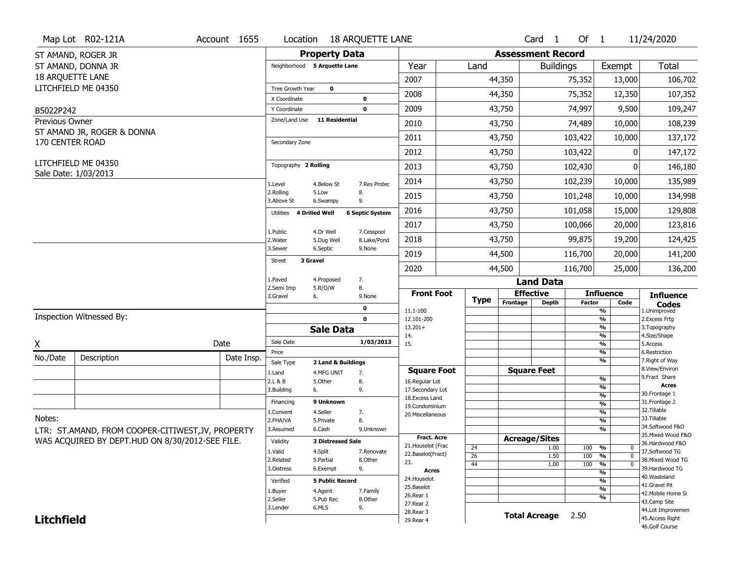Map Lot R02-121A | Account 1655 | Location 18 ARQUETTE LANE | Card 1 Of 1 | 11/24/2020

ST AMAND, ROGER JR
ST AMAND, DONNA JR
18 ARQUETTE LANE
LITCHFIELD ME 04350

B5022P242

Previous Owner
ST AMAND JR, ROGER & DONNA
170 CENTER ROAD

LITCHFIELD ME 04350
Sale Date: 1/03/2013

## Property Data

| Field | Value |
|---|---|
| Neighborhood | 5 Arquette Lane |
| Tree Growth Year | 0 |
| X Coordinate | 0 |
| Y Coordinate | 0 |
| Zone/Land Use | 11 Residential |
| Secondary Zone | |
| Topography | 2 Rolling |
| Utilities | 4 Drilled Well, 6 Septic System |
| Street | 3 Gravel |

Topography codes: 1.Level, 2.Rolling, 3.Above St, 4.Below St, 5.Low, 6.Swampy, 7.Res Protec, 8., 9.

Utilities codes: 1.Public, 2.Water, 3.Sewer, 4.Dr Well, 5.Dug Well, 6.Septic, 7.Cesspool, 8.Lake/Pond, 9.None

Street codes: 1.Paved, 2.Semi Imp, 3.Gravel, 4.Proposed, 5.R/O/W, 6., 7., 8., 9.None

## Sale Data

| Field | Value |
|---|---|
| Sale Date | 1/03/2013 |
| Price | |
| Sale Type | 2 Land & Buildings |
| Financing | 9 Unknown |
| Validity | 3 Distressed Sale |
| Verified | 5 Public Record |

Sale Type codes: 1.Land, 2.L & B, 3.Building, 4.MFG UNIT, 5.Other, 6., 7., 8., 9.

Financing codes: 1.Convent, 2.FHA/VA, 3.Assumed, 4.Seller, 5.Private, 6.Cash, 7., 8., 9.Unknown

Validity codes: 1.Valid, 2.Related, 3.Distress, 4.Split, 5.Partial, 6.Exempt, 7.Renovate, 8.Other, 9.

Verified codes: 1.Buyer, 2.Seller, 3.Lender, 4.Agent, 5.Pub Rec, 6.MLS, 7.Family, 8.Other, 9.

Inspection Witnessed By:

X ______ Date ______

| No./Date | Description | Date Insp. |
|---|---|---|
| | | |
| | | |
| | | |

Notes:
LTR: ST.AMAND, FROM COOPER-CITIWEST,JV, PROPERTY WAS ACQUIRED BY DEPT.HUD ON 8/30/2012-SEE FILE.

## Assessment Record

| Year | Land | Buildings | Exempt | Total |
|---|---|---|---|---|
| 2007 | 44,350 | 75,352 | 13,000 | 106,702 |
| 2008 | 44,350 | 75,352 | 12,350 | 107,352 |
| 2009 | 43,750 | 74,997 | 9,500 | 109,247 |
| 2010 | 43,750 | 74,489 | 10,000 | 108,239 |
| 2011 | 43,750 | 103,422 | 10,000 | 137,172 |
| 2012 | 43,750 | 103,422 | 0 | 147,172 |
| 2013 | 43,750 | 102,430 | 0 | 146,180 |
| 2014 | 43,750 | 102,239 | 10,000 | 135,989 |
| 2015 | 43,750 | 101,248 | 10,000 | 134,998 |
| 2016 | 43,750 | 101,058 | 15,000 | 129,808 |
| 2017 | 43,750 | 100,066 | 20,000 | 123,816 |
| 2018 | 43,750 | 99,875 | 19,200 | 124,425 |
| 2019 | 44,500 | 116,700 | 20,000 | 141,200 |
| 2020 | 44,500 | 116,700 | 25,000 | 136,200 |

## Land Data

| Type | Effective Frontage | Effective Depth / Acreage | Influence Factor | Influence Code |
|---|---|---|---|---|
| 24 | | 1.00 | 100 % | 0 |
| 26 | | 1.50 | 100 % | 0 |
| 44 | | 1.00 | 100 % | 0 |

Front Foot: 11.1-100, 12.101-200, 13.201+, 14., 15.

Square Foot: 16.Regular Lot, 17.Secondary Lot, 18.Excess Land, 19.Condominium, 20.Miscellaneous

Fract. Acre: 21.Houselot (Frac, 22.Baselot(Fract), 23.

Acres: 24.Houselot, 25.Baselot, 26.Rear 1, 27.Rear 2, 28.Rear 3, 29.Rear 4

Influence Codes: 1.Unimproved, 2.Excess Frtg, 3.Topography, 4.Size/Shape, 5.Access, 6.Restriction, 7.Right of Way, 8.View/Environ, 9.Fract Share

Acres: 30.Frontage 1, 31.Frontage 2, 32.Tillable, 33.Tillable, 34.Softwood F&O, 35.Mixed Wood F&O, 36.Hardwood F&O, 37.Softwood TG, 38.Mixed Wood TG, 39.Hardwood TG, 40.Wasteland, 41.Gravel Pit, 42.Mobile Home Si, 43.Camp Site, 44.Lot Improvemen, 45.Access Right, 46.Golf Course

**Total Acreage 2.50**

**Litchfield**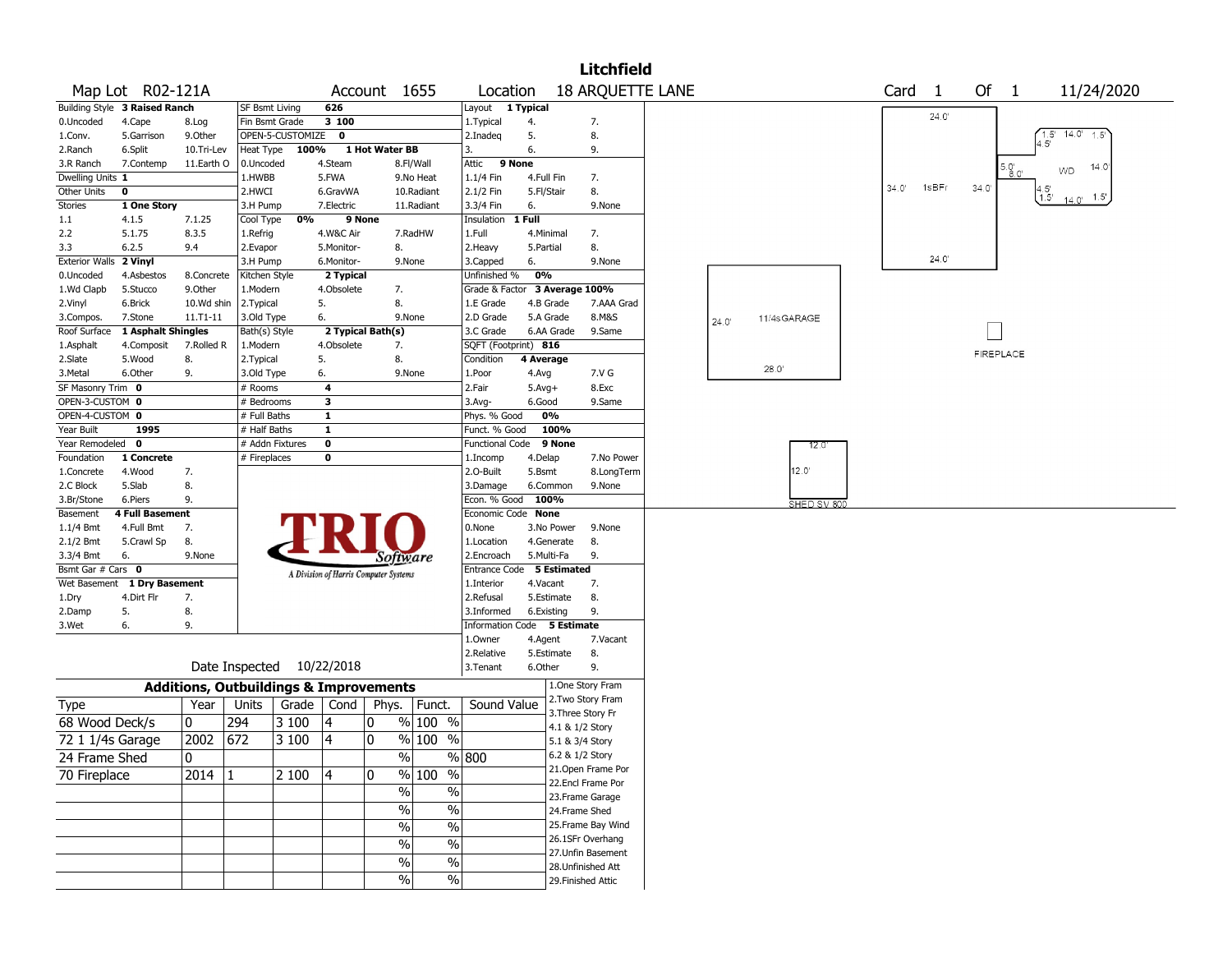# Litchfield

**Map Lot** R02-121A **Account** 1655 **Location** 18 ARQUETTE LANE **Card** 1 **Of** 1 11/24/2020

| Field | Value | Options | | |
|---|---|---|---|---|
| Building Style | 3 Raised Ranch | | | |
| | | 0.Uncoded | 4.Cape | 8.Log |
| | | 1.Conv. | 5.Garrison | 9.Other |
| | | 2.Ranch | 6.Split | 10.Tri-Lev |
| | | 3.R Ranch | 7.Contemp | 11.Earth O |
| Dwelling Units | 1 | | | |
| Other Units | 0 | | | |
| Stories | 1 One Story | | | |
| | | 1.1 | 4.1.5 | 7.1.25 |
| | | 2.2 | 5.1.75 | 8.3.5 |
| | | 3.3 | 6.2.5 | 9.4 |
| Exterior Walls | 2 Vinyl | | | |
| | | 0.Uncoded | 4.Asbestos | 8.Concrete |
| | | 1.Wd Clapb | 5.Stucco | 9.Other |
| | | 2.Vinyl | 6.Brick | 10.Wd shin |
| | | 3.Compos. | 7.Stone | 11.T1-11 |
| Roof Surface | 1 Asphalt Shingles | | | |
| | | 1.Asphalt | 4.Composit | 7.Rolled R |
| | | 2.Slate | 5.Wood | 8. |
| | | 3.Metal | 6.Other | 9. |
| SF Masonry Trim | 0 | | | |
| OPEN-3-CUSTOM | 0 | | | |
| OPEN-4-CUSTOM | 0 | | | |
| Year Built | 1995 | | | |
| Year Remodeled | 0 | | | |
| Foundation | 1 Concrete | | | |
| | | 1.Concrete | 4.Wood | 7. |
| | | 2.C Block | 5.Slab | 8. |
| | | 3.Br/Stone | 6.Piers | 9. |
| Basement | 4 Full Basement | | | |
| | | 1.1/4 Bmt | 4.Full Bmt | 7. |
| | | 2.1/2 Bmt | 5.Crawl Sp | 8. |
| | | 3.3/4 Bmt | 6. | 9.None |
| Bsmt Gar # Cars | 0 | | | |
| Wet Basement | 1 Dry Basement | | | |
| | | 1.Dry | 4.Dirt Flr | 7. |
| | | 2.Damp | 5. | 8. |
| | | 3.Wet | 6. | 9. |

| Field | Value | Options | | |
|---|---|---|---|---|
| SF Bsmt Living | 626 | | | |
| Fin Bsmt Grade | 3 100 | | | |
| OPEN-5-CUSTOMIZE | 0 | | | |
| Heat Type | 100% 1 Hot Water BB | | | |
| | | 0.Uncoded | 4.Steam | 8.Fl/Wall |
| | | 1.HWBB | 5.FWA | 9.No Heat |
| | | 2.HWCI | 6.GravWA | 10.Radiant |
| | | 3.H Pump | 7.Electric | 11.Radiant |
| Cool Type | 0% 9 None | | | |
| | | 1.Refrig | 4.W&C Air | 7.RadHW |
| | | 2.Evapor | 5.Monitor- | 8. |
| | | 3.H Pump | 6.Monitor- | 9.None |
| Kitchen Style | 2 Typical | | | |
| | | 1.Modern | 4.Obsolete | 7. |
| | | 2.Typical | 5. | 8. |
| | | 3.Old Type | 6. | 9.None |
| Bath(s) Style | 2 Typical Bath(s) | | | |
| | | 1.Modern | 4.Obsolete | 7. |
| | | 2.Typical | 5. | 8. |
| | | 3.Old Type | 6. | 9.None |
| # Rooms | 4 | | | |
| # Bedrooms | 3 | | | |
| # Full Baths | 1 | | | |
| # Half Baths | 1 | | | |
| # Addn Fixtures | 0 | | | |
| # Fireplaces | 0 | | | |

| Field | Value | Options | | |
|---|---|---|---|---|
| Layout | 1 Typical | | | |
| | | 1.Typical | 4. | 7. |
| | | 2.Inadeq | 5. | 8. |
| | | 3. | 6. | 9. |
| Attic | 9 None | | | |
| | | 1.1/4 Fin | 4.Full Fin | 7. |
| | | 2.1/2 Fin | 5.Fl/Stair | 8. |
| | | 3.3/4 Fin | 6. | 9.None |
| Insulation | 1 Full | | | |
| | | 1.Full | 4.Minimal | 7. |
| | | 2.Heavy | 5.Partial | 8. |
| | | 3.Capped | 6. | 9.None |
| Unfinished % | 0% | | | |
| Grade & Factor | 3 Average 100% | | | |
| | | 1.E Grade | 4.B Grade | 7.AAA Grad |
| | | 2.D Grade | 5.A Grade | 8.M&S |
| | | 3.C Grade | 6.AA Grade | 9.Same |
| SQFT (Footprint) | 816 | | | |
| Condition | 4 Average | | | |
| | | 1.Poor | 4.Avg | 7.V G |
| | | 2.Fair | 5.Avg+ | 8.Exc |
| | | 3.Avg- | 6.Good | 9.Same |
| Phys. % Good | 0% | | | |
| Funct. % Good | 100% | | | |
| Functional Code | 9 None | | | |
| | | 1.Incomp | 4.Delap | 7.No Power |
| | | 2.O-Built | 5.Bsmt | 8.LongTerm |
| | | 3.Damage | 6.Common | 9.None |
| Econ. % Good | 100% | | | |
| Economic Code | None | | | |
| | | 0.None | 3.No Power | 9.None |
| | | 1.Location | 4.Generate | 8. |
| | | 2.Encroach | 5.Multi-Fa | 9. |
| Entrance Code | 5 Estimated | | | |
| | | 1.Interior | 4.Vacant | 7. |
| | | 2.Refusal | 5.Estimate | 8. |
| | | 3.Informed | 6.Existing | 9. |
| Information Code | 5 Estimate | | | |
| | | 1.Owner | 4.Agent | 7.Vacant |
| | | 2.Relative | 5.Estimate | 8. |
| | | 3.Tenant | 6.Other | 9. |

Date Inspected 10/22/2018

## Additions, Outbuildings & Improvements

| Type | Year | Units | Grade | Cond | Phys. | Funct. | Sound Value |
|---|---|---|---|---|---|---|---|
| 68 Wood Deck/s | 0 | 294 | 3 100 | 4 | 0 % | 100 % | |
| 72 1 1/4s Garage | 2002 | 672 | 3 100 | 4 | 0 % | 100 % | |
| 24 Frame Shed | 0 | | | | % | % | 800 |
| 70 Fireplace | 2014 | 1 | 2 100 | 4 | 0 % | 100 % | |
| | | | | | % | % | |
| | | | | | % | % | |
| | | | | | % | % | |
| | | | | | % | % | |
| | | | | | % | % | |
| | | | | | % | % | |

1.One Story Fram
2.Two Story Fram
3.Three Story Fr
4.1 & 1/2 Story
5.1 & 3/4 Story
6.2 & 1/2 Story
21.Open Frame Por
22.Encl Frame Por
23.Frame Garage
24.Frame Shed
25.Frame Bay Wind
26.1SFr Overhang
27.Unfin Basement
28.Unfinished Att
29.Finished Attic

Sketch labels: 24.0' 34.0' 1sBFr 34.0' 24.0' | 1.5' 14.0' 1.5' 4.5' 5.0' 8.0' WD 14.0' 4.5' 1.5' 14.0' 1.5' | 24.0' 11/4sGARAGE 28.0' | FIREPLACE | 12.0' 12.0' SHED SV 800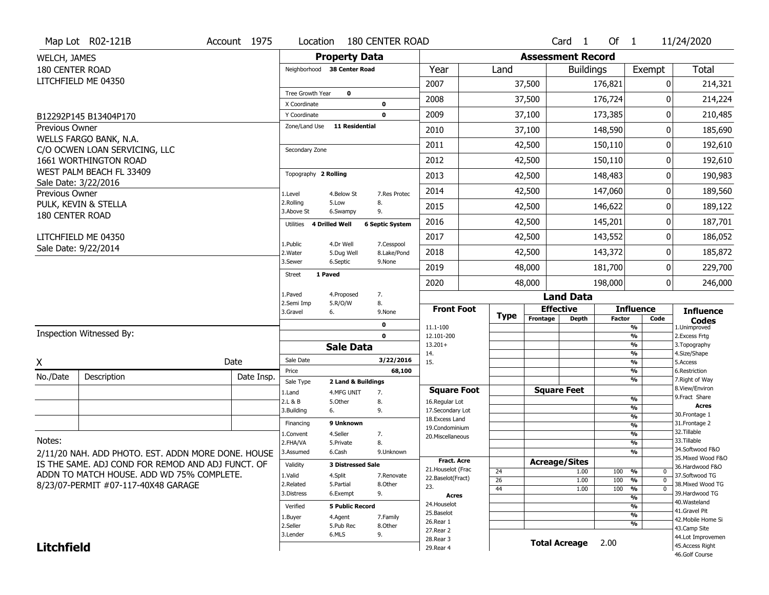Map Lot R02-121B | Account 1975 | Location 180 CENTER ROAD | Card 1 Of 1 | 11/24/2020

WELCH, JAMES
180 CENTER ROAD
LITCHFIELD ME 04350

B12292P145 B13404P170

Previous Owner
WELLS FARGO BANK, N.A.
C/O OCWEN LOAN SERVICING, LLC
1661 WORTHINGTON ROAD
WEST PALM BEACH FL 33409
Sale Date: 3/22/2016

Previous Owner
PULK, KEVIN & STELLA
180 CENTER ROAD
LITCHFIELD ME 04350
Sale Date: 9/22/2014

## Property Data

Neighborhood **38 Center Road**

Tree Growth Year **0**
X Coordinate **0**
Y Coordinate **0**
Zone/Land Use **11 Residential**

Secondary Zone

Topography **2 Rolling**

| | | |
|---|---|---|
| 1.Level | 4.Below St | 7.Res Protec |
| 2.Rolling | 5.Low | 8. |
| 3.Above St | 6.Swampy | 9. |

Utilities **4 Drilled Well** **6 Septic System**

| | | |
|---|---|---|
| 1.Public | 4.Dr Well | 7.Cesspool |
| 2.Water | 5.Dug Well | 8.Lake/Pond |
| 3.Sewer | 6.Septic | 9.None |

Street **1 Paved**

| | | |
|---|---|---|
| 1.Paved | 4.Proposed | 7. |
| 2.Semi Imp | 5.R/O/W | 8. |
| 3.Gravel | 6. | 9.None |

**0**
**0**

## Sale Data

Sale Date **3/22/2016**
Price **68,100**
Sale Type **2 Land & Buildings**

| | | |
|---|---|---|
| 1.Land | 4.MFG UNIT | 7. |
| 2.L & B | 5.Other | 8. |
| 3.Building | 6. | 9. |

Financing **9 Unknown**

| | | |
|---|---|---|
| 1.Convent | 4.Seller | 7. |
| 2.FHA/VA | 5.Private | 8. |
| 3.Assumed | 6.Cash | 9.Unknown |

Validity **3 Distressed Sale**

| | | |
|---|---|---|
| 1.Valid | 4.Split | 7.Renovate |
| 2.Related | 5.Partial | 8.Other |
| 3.Distress | 6.Exempt | 9. |

Verified **5 Public Record**

| | | |
|---|---|---|
| 1.Buyer | 4.Agent | 7.Family |
| 2.Seller | 5.Pub Rec | 8.Other |
| 3.Lender | 6.MLS | 9. |

## Assessment Record

| Year | Land | Buildings | Exempt | Total |
|---|---|---|---|---|
| 2007 | 37,500 | 176,821 | 0 | 214,321 |
| 2008 | 37,500 | 176,724 | 0 | 214,224 |
| 2009 | 37,100 | 173,385 | 0 | 210,485 |
| 2010 | 37,100 | 148,590 | 0 | 185,690 |
| 2011 | 42,500 | 150,110 | 0 | 192,610 |
| 2012 | 42,500 | 150,110 | 0 | 192,610 |
| 2013 | 42,500 | 148,483 | 0 | 190,983 |
| 2014 | 42,500 | 147,060 | 0 | 189,560 |
| 2015 | 42,500 | 146,622 | 0 | 189,122 |
| 2016 | 42,500 | 145,201 | 0 | 187,701 |
| 2017 | 42,500 | 143,552 | 0 | 186,052 |
| 2018 | 42,500 | 143,372 | 0 | 185,872 |
| 2019 | 48,000 | 181,700 | 0 | 229,700 |
| 2020 | 48,000 | 198,000 | 0 | 246,000 |

## Land Data

| Front Foot | Type | Effective Frontage | Effective Depth | Influence Factor | Influence Code |
|---|---|---|---|---|---|
| 11.1-100 | | | | % | |
| 12.101-200 | | | | % | |
| 13.201+ | | | | % | |
| 14. | | | | % | |
| 15. | | | | % | |
| | | | | % | |

| Square Foot | Square Feet | | |
|---|---|---|---|
| 16.Regular Lot | | % | |
| 17.Secondary Lot | | % | |
| 18.Excess Land | | % | |
| 19.Condominium | | % | |
| 20.Miscellaneous | | % | |
| | | % | |
| | | % | |

| Fract. Acre | Type | Acreage/Sites | Factor | Code |
|---|---|---|---|---|
| 21.Houselot (Frac | 24 | 1.00 | 100 % | 0 |
| 22.Baselot(Fract) | 26 | 1.00 | 100 % | 0 |
| 23. | 44 | 1.00 | 100 % | 0 |
| **Acres** | | | % | |
| 24.Houselot | | | % | |
| 25.Baselot | | | % | |
| 26.Rear 1 | | | % | |
| 27.Rear 2 | | | | |
| 28.Rear 3 | | | | |
| 29.Rear 4 | | | | |

**Total Acreage** 2.00

**Influence Codes**
1.Unimproved
2.Excess Frtg
3.Topography
4.Size/Shape
5.Access
6.Restriction
7.Right of Way
8.View/Environ
9.Fract Share
**Acres**
30.Frontage 1
31.Frontage 2
32.Tillable
33.Tillable
34.Softwood F&O
35.Mixed Wood F&O
36.Hardwood F&O
37.Softwood TG
38.Mixed Wood TG
39.Hardwood TG
40.Wasteland
41.Gravel Pit
42.Mobile Home Si
43.Camp Site
44.Lot Improvemen
45.Access Right
46.Golf Course

Inspection Witnessed By:

X Date

| No./Date | Description | Date Insp. |
|---|---|---|
| | | |
| | | |
| | | |

Notes:
2/11/20 NAH. ADD PHOTO. EST. ADDN MORE DONE. HOUSE IS THE SAME. ADJ COND FOR REMOD AND ADJ FUNCT. OF ADDN TO MATCH HOUSE. ADD WD 75% COMPLETE.
8/23/07-PERMIT #07-117-40X48 GARAGE

**Litchfield**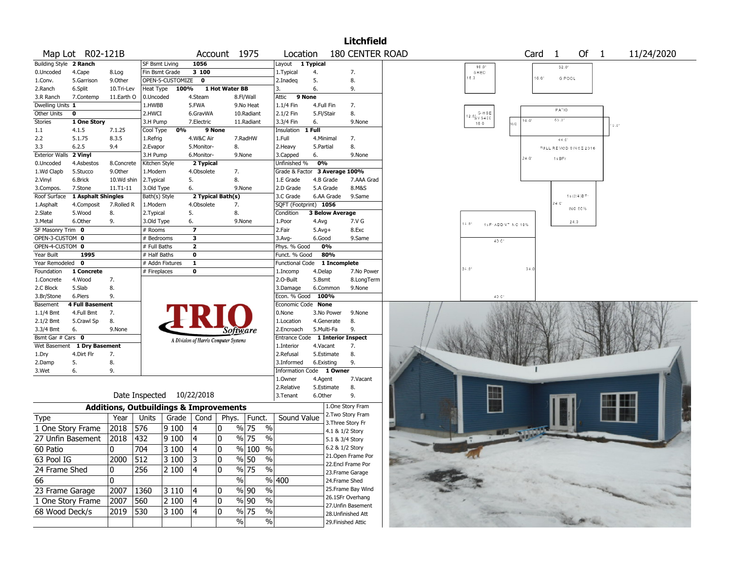# Litchfield

**Map Lot** R02-121B **Account** 1975 **Location** 180 CENTER ROAD **Card** 1 **Of** 1 11/24/2020

| Building Style | 2 Ranch | | SF Bsmt Living | 1056 | | Layout | 1 Typical | |
|---|---|---|---|---|---|---|---|---|
| 0.Uncoded | 4.Cape | 8.Log | Fin Bsmt Grade | 3 100 | | 1.Typical | 4. | 7. |
| 1.Conv. | 5.Garrison | 9.Other | OPEN-5-CUSTOMIZE | 0 | | 2.Inadeq | 5. | 8. |
| 2.Ranch | 6.Split | 10.Tri-Lev | Heat Type 100% | 1 Hot Water BB | | 3. | 6. | 9. |
| 3.R Ranch | 7.Contemp | 11.Earth O | 0.Uncoded | 4.Steam | 8.Fl/Wall | Attic | 9 None | |
| Dwelling Units | 1 | | 1.HWBB | 5.FWA | 9.No Heat | 1.1/4 Fin | 4.Full Fin | 7. |
| Other Units | 0 | | 2.HWCI | 6.GravWA | 10.Radiant | 2.1/2 Fin | 5.Fl/Stair | 8. |
| Stories | 1 One Story | | 3.H Pump | 7.Electric | 11.Radiant | 3.3/4 Fin | 6. | 9.None |
| 1.1 | 4.1.5 | 7.1.25 | Cool Type 0% | 9 None | | Insulation | 1 Full | |
| 2.2 | 5.1.75 | 8.3.5 | 1.Refrig | 4.W&C Air | 7.RadHW | 1.Full | 4.Minimal | 7. |
| 3.3 | 6.2.5 | 9.4 | 2.Evapor | 5.Monitor- | 8. | 2.Heavy | 5.Partial | 8. |
| Exterior Walls | 2 Vinyl | | 3.H Pump | 6.Monitor- | 9.None | 3.Capped | 6. | 9.None |
| 0.Uncoded | 4.Asbestos | 8.Concrete | Kitchen Style | 2 Typical | | Unfinished % | 0% | |
| 1.Wd Clapb | 5.Stucco | 9.Other | 1.Modern | 4.Obsolete | 7. | Grade & Factor | 3 Average 100% | |
| 2.Vinyl | 6.Brick | 10.Wd shin | 2.Typical | 5. | 8. | 1.E Grade | 4.B Grade | 7.AAA Grad |
| 3.Compos. | 7.Stone | 11.T1-11 | 3.Old Type | 6. | 9.None | 2.D Grade | 5.A Grade | 8.M&S |
| Roof Surface | 1 Asphalt Shingles | | Bath(s) Style | 2 Typical Bath(s) | | 3.C Grade | 6.AA Grade | 9.Same |
| 1.Asphalt | 4.Composit | 7.Rolled R | 1.Modern | 4.Obsolete | 7. | SQFT (Footprint) | 1056 | |
| 2.Slate | 5.Wood | 8. | 2.Typical | 5. | 8. | Condition | 3 Below Average | |
| 3.Metal | 6.Other | 9. | 3.Old Type | 6. | 9.None | 1.Poor | 4.Avg | 7.V G |
| SF Masonry Trim | 0 | | # Rooms | 7 | | 2.Fair | 5.Avg+ | 8.Exc |
| OPEN-3-CUSTOM | 0 | | # Bedrooms | 3 | | 3.Avg- | 6.Good | 9.Same |
| OPEN-4-CUSTOM | 0 | | # Full Baths | 2 | | Phys. % Good | 0% | |
| Year Built | 1995 | | # Half Baths | 0 | | Funct. % Good | 80% | |
| Year Remodeled | 0 | | # Addn Fixtures | 1 | | Functional Code | 1 Incomplete | |
| Foundation | 1 Concrete | | # Fireplaces | 0 | | 1.Incomp | 4.Delap | 7.No Power |
| 1.Concrete | 4.Wood | 7. | | | | 2.O-Built | 5.Bsmt | 8.LongTerm |
| 2.C Block | 5.Slab | 8. | | | | 3.Damage | 6.Common | 9.None |
| 3.Br/Stone | 6.Piers | 9. | | | | Econ. % Good | 100% | |
| Basement | 4 Full Basement | | | | | Economic Code | None | |
| 1.1/4 Bmt | 4.Full Bmt | 7. | | | | 0.None | 3.No Power | 9.None |
| 2.1/2 Bmt | 5.Crawl Sp | 8. | | | | 1.Location | 4.Generate | 8. |
| 3.3/4 Bmt | 6. | 9.None | | | | 2.Encroach | 5.Multi-Fa | 9. |
| Bsmt Gar # Cars | 0 | | | | | Entrance Code | 1 Interior Inspect | |
| Wet Basement | 1 Dry Basement | | | | | 1.Interior | 4.Vacant | 7. |
| 1.Dry | 4.Dirt Flr | 7. | | | | 2.Refusal | 5.Estimate | 8. |
| 2.Damp | 5. | 8. | | | | 3.Informed | 6.Existing | 9. |
| 3.Wet | 6. | 9. | | | | Information Code | 1 Owner | |
| | | | | | | 1.Owner | 4.Agent | 7.Vacant |
| | | | | | | 2.Relative | 5.Estimate | 8. |
| | | | Date Inspected | 10/22/2018 | | 3.Tenant | 6.Other | 9. |

TRIO Software — A Division of Harris Computer Systems

## Additions, Outbuildings & Improvements

| Type | Year | Units | Grade | Cond | Phys. | Funct. | Sound Value |
|---|---|---|---|---|---|---|---|
| 1 One Story Frame | 2018 | 576 | 9 100 | 4 | 0 % | 75 % | |
| 27 Unfin Basement | 2018 | 432 | 9 100 | 4 | 0 % | 75 % | |
| 60 Patio | 0 | 704 | 3 100 | 4 | 0 % | 100 % | |
| 63 Pool IG | 2000 | 512 | 3 100 | 3 | 0 % | 50 % | |
| 24 Frame Shed | 0 | 256 | 2 100 | 4 | 0 % | 75 % | |
| 66 | 0 | | | | % | % | 400 |
| 23 Frame Garage | 2007 | 1360 | 3 110 | 4 | 0 % | 90 % | |
| 1 One Story Frame | 2007 | 560 | 2 100 | 4 | 0 % | 90 % | |
| 68 Wood Deck/s | 2019 | 530 | 3 100 | 4 | 0 % | 75 % | |
| | | | | | % | % | |

1.One Story Fram
2.Two Story Fram
3.Three Story Fr
4.1 & 1/2 Story
5.1 & 3/4 Story
6.2 & 1/2 Story
21.Open Frame Por
22.Encl Frame Por
23.Frame Garage
24.Frame Shed
25.Frame Bay Wind
26.1SFr Overhang
27.Unfin Basement
28.Unfinished Att
29.Finished Attic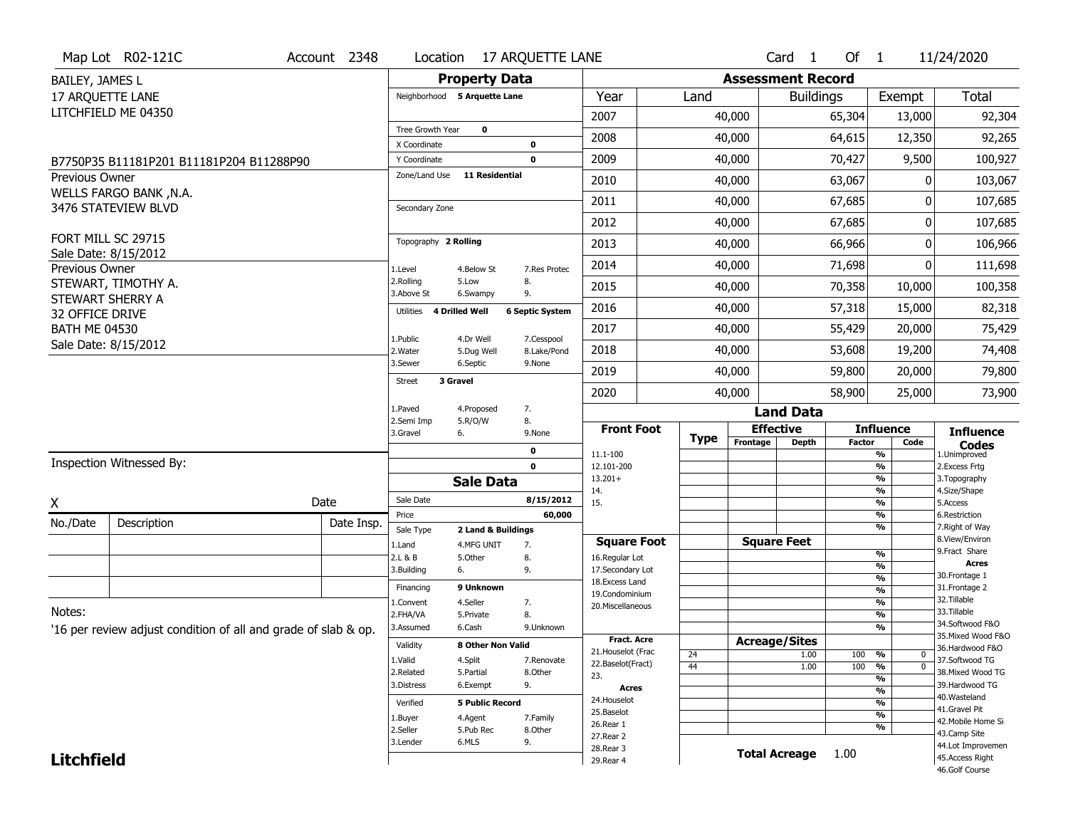Map Lot R02-121C | Account 2348 | Location 17 ARQUETTE LANE | Card 1 Of 1 | 11/24/2020

BAILEY, JAMES L
17 ARQUETTE LANE
LITCHFIELD ME 04350

B7750P35 B11181P201 B11181P204 B11288P90

Previous Owner
WELLS FARGO BANK ,N.A.
3476 STATEVIEW BLVD

FORT MILL SC 29715
Sale Date: 8/15/2012

Previous Owner
STEWART, TIMOTHY A.
STEWART SHERRY A
32 OFFICE DRIVE
BATH ME 04530
Sale Date: 8/15/2012

## Property Data

Neighborhood: 5 Arquette Lane

Tree Growth Year: 0
X Coordinate: 0
Y Coordinate: 0
Zone/Land Use: 11 Residential

Secondary Zone

Topography: 2 Rolling

1.Level 4.Below St 7.Res Protec
2.Rolling 5.Low 8.
3.Above St 6.Swampy 9.

Utilities: 4 Drilled Well, 6 Septic System

1.Public 4.Dr Well 7.Cesspool
2.Water 5.Dug Well 8.Lake/Pond
3.Sewer 6.Septic 9.None

Street: 3 Gravel

1.Paved 4.Proposed 7.
2.Semi Imp 5.R/O/W 8.
3.Gravel 6. 9.None

0
0

## Sale Data

Sale Date: 8/15/2012
Price: 60,000
Sale Type: 2 Land & Buildings

1.Land 4.MFG UNIT 7.
2.L & B 5.Other 8.
3.Building 6. 9.

Financing: 9 Unknown

1.Convent 4.Seller 7.
2.FHA/VA 5.Private 8.
3.Assumed 6.Cash 9.Unknown

Validity: 8 Other Non Valid

1.Valid 4.Split 7.Renovate
2.Related 5.Partial 8.Other
3.Distress 6.Exempt 9.

Verified: 5 Public Record

1.Buyer 4.Agent 7.Family
2.Seller 5.Pub Rec 8.Other
3.Lender 6.MLS 9.

## Assessment Record

| Year | Land | Buildings | Exempt | Total |
|---|---|---|---|---|
| 2007 | 40,000 | 65,304 | 13,000 | 92,304 |
| 2008 | 40,000 | 64,615 | 12,350 | 92,265 |
| 2009 | 40,000 | 70,427 | 9,500 | 100,927 |
| 2010 | 40,000 | 63,067 | 0 | 103,067 |
| 2011 | 40,000 | 67,685 | 0 | 107,685 |
| 2012 | 40,000 | 67,685 | 0 | 107,685 |
| 2013 | 40,000 | 66,966 | 0 | 106,966 |
| 2014 | 40,000 | 71,698 | 0 | 111,698 |
| 2015 | 40,000 | 70,358 | 10,000 | 100,358 |
| 2016 | 40,000 | 57,318 | 15,000 | 82,318 |
| 2017 | 40,000 | 55,429 | 20,000 | 75,429 |
| 2018 | 40,000 | 53,608 | 19,200 | 74,408 |
| 2019 | 40,000 | 59,800 | 20,000 | 79,800 |
| 2020 | 40,000 | 58,900 | 25,000 | 73,900 |

## Land Data

Front Foot: 11.1-100, 12.101-200, 13.201+, 14., 15.

Square Foot: 16.Regular Lot, 17.Secondary Lot, 18.Excess Land, 19.Condominium, 20.Miscellaneous

Fract. Acre: 21.Houselot (Frac, 22.Baselot(Fract), 23.

Acres: 24.Houselot, 25.Baselot, 26.Rear 1, 27.Rear 2, 28.Rear 3, 29.Rear 4

Acreage/Sites

| Type | Acreage | Influence Factor | Code |
|---|---|---|---|
| 24 | 1.00 | 100 % | 0 |
| 44 | 1.00 | 100 % | 0 |

Total Acreage 1.00

Influence Codes: 1.Unimproved, 2.Excess Frtg, 3.Topography, 4.Size/Shape, 5.Access, 6.Restriction, 7.Right of Way, 8.View/Environ, 9.Fract Share

Acres: 30.Frontage 1, 31.Frontage 2, 32.Tillable, 33.Tillable, 34.Softwood F&O, 35.Mixed Wood F&O, 36.Hardwood F&O, 37.Softwood TG, 38.Mixed Wood TG, 39.Hardwood TG, 40.Wasteland, 41.Gravel Pit, 42.Mobile Home Si, 43.Camp Site, 44.Lot Improvemen, 45.Access Right, 46.Golf Course

Inspection Witnessed By:

X Date

| No./Date | Description | Date Insp. |
|---|---|---|
| | | |
| | | |
| | | |

Notes:
'16 per review adjust condition of all and grade of slab & op.

**Litchfield**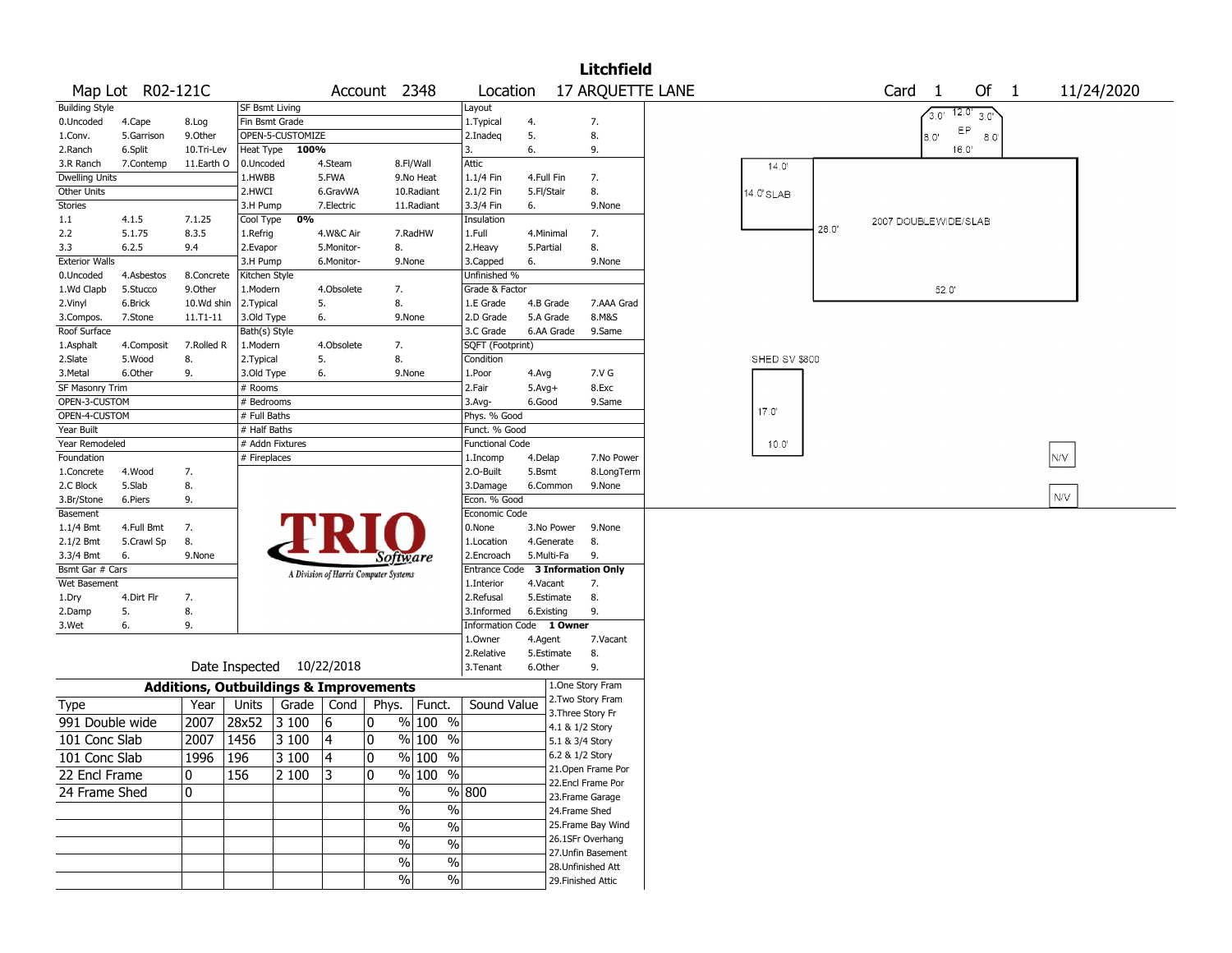# Litchfield

**Map Lot** R02-121C **Account** 2348 **Location** 17 ARQUETTE LANE **Card** 1 **Of** 1 11/24/2020

| Building Style | | | SF Bsmt Living | | | Layout | | |
|---|---|---|---|---|---|---|---|---|
| 0.Uncoded | 4.Cape | 8.Log | Fin Bsmt Grade | | | 1.Typical | 4. | 7. |
| 1.Conv. | 5.Garrison | 9.Other | OPEN-5-CUSTOMIZE | | | 2.Inadeq | 5. | 8. |
| 2.Ranch | 6.Split | 10.Tri-Lev | Heat Type **100%** | | | 3. | 6. | 9. |
| 3.R Ranch | 7.Contemp | 11.Earth O | 0.Uncoded | 4.Steam | 8.Fl/Wall | Attic | | |
| Dwelling Units | | | 1.HWBB | 5.FWA | 9.No Heat | 1.1/4 Fin | 4.Full Fin | 7. |
| Other Units | | | 2.HWCI | 6.GravWA | 10.Radiant | 2.1/2 Fin | 5.Fl/Stair | 8. |
| Stories | | | 3.H Pump | 7.Electric | 11.Radiant | 3.3/4 Fin | 6. | 9.None |
| 1.1 | 4.1.5 | 7.1.25 | Cool Type **0%** | | | Insulation | | |
| 2.2 | 5.1.75 | 8.3.5 | 1.Refrig | 4.W&C Air | 7.RadHW | 1.Full | 4.Minimal | 7. |
| 3.3 | 6.2.5 | 9.4 | 2.Evapor | 5.Monitor- | 8. | 2.Heavy | 5.Partial | 8. |
| Exterior Walls | | | 3.H Pump | 6.Monitor- | 9.None | 3.Capped | 6. | 9.None |
| 0.Uncoded | 4.Asbestos | 8.Concrete | Kitchen Style | | | Unfinished % | | |
| 1.Wd Clapb | 5.Stucco | 9.Other | 1.Modern | 4.Obsolete | 7. | Grade & Factor | | |
| 2.Vinyl | 6.Brick | 10.Wd shin | 2.Typical | 5. | 8. | 1.E Grade | 4.B Grade | 7.AAA Grad |
| 3.Compos. | 7.Stone | 11.T1-11 | 3.Old Type | 6. | 9.None | 2.D Grade | 5.A Grade | 8.M&S |
| Roof Surface | | | Bath(s) Style | | | 3.C Grade | 6.AA Grade | 9.Same |
| 1.Asphalt | 4.Composit | 7.Rolled R | 1.Modern | 4.Obsolete | 7. | SQFT (Footprint) | | |
| 2.Slate | 5.Wood | 8. | 2.Typical | 5. | 8. | Condition | | |
| 3.Metal | 6.Other | 9. | 3.Old Type | 6. | 9.None | 1.Poor | 4.Avg | 7.V G |
| SF Masonry Trim | | | # Rooms | | | 2.Fair | 5.Avg+ | 8.Exc |
| OPEN-3-CUSTOM | | | # Bedrooms | | | 3.Avg- | 6.Good | 9.Same |
| OPEN-4-CUSTOM | | | # Full Baths | | | Phys. % Good | | |
| Year Built | | | # Half Baths | | | Funct. % Good | | |
| Year Remodeled | | | # Addn Fixtures | | | Functional Code | | |
| Foundation | | | # Fireplaces | | | 1.Incomp | 4.Delap | 7.No Power |
| 1.Concrete | 4.Wood | 7. | | | | 2.O-Built | 5.Bsmt | 8.LongTerm |
| 2.C Block | 5.Slab | 8. | | | | 3.Damage | 6.Common | 9.None |
| 3.Br/Stone | 6.Piers | 9. | | | | Econ. % Good | | |
| Basement | | | | | | Economic Code | | |
| 1.1/4 Bmt | 4.Full Bmt | 7. | | | | 0.None | 3.No Power | 9.None |
| 2.1/2 Bmt | 5.Crawl Sp | 8. | | | | 1.Location | 4.Generate | 8. |
| 3.3/4 Bmt | 6. | 9.None | | | | 2.Encroach | 5.Multi-Fa | 9. |
| Bsmt Gar # Cars | | | | | | Entrance Code **3 Information Only** | | |
| Wet Basement | | | | | | 1.Interior | 4.Vacant | 7. |
| 1.Dry | 4.Dirt Flr | 7. | | | | 2.Refusal | 5.Estimate | 8. |
| 2.Damp | 5. | 8. | | | | 3.Informed | 6.Existing | 9. |
| 3.Wet | 6. | 9. | | | | Information Code **1 Owner** | | |
| | | | | | | 1.Owner | 4.Agent | 7.Vacant |
| | | | | | | 2.Relative | 5.Estimate | 8. |
| | | | | | | 3.Tenant | 6.Other | 9. |

TRIO Software — A Division of Harris Computer Systems

Date Inspected 10/22/2018

## Additions, Outbuildings & Improvements

| Type | Year | Units | Grade | Cond | Phys. | Funct. | Sound Value |
|---|---|---|---|---|---|---|---|
| 991 Double wide | 2007 | 28x52 | 3 100 | 6 | 0 % | 100 % | |
| 101 Conc Slab | 2007 | 1456 | 3 100 | 4 | 0 % | 100 % | |
| 101 Conc Slab | 1996 | 196 | 3 100 | 4 | 0 % | 100 % | |
| 22 Encl Frame | 0 | 156 | 2 100 | 3 | 0 % | 100 % | |
| 24 Frame Shed | 0 | | | | % | % | 800 |
| | | | | | % | % | |
| | | | | | % | % | |
| | | | | | % | % | |
| | | | | | % | % | |
| | | | | | % | % | |

1.One Story Fram, 2.Two Story Fram, 3.Three Story Fr, 4.1 & 1/2 Story, 5.1 & 3/4 Story, 6.2 & 1/2 Story, 21.Open Frame Por, 22.Encl Frame Por, 23.Frame Garage, 24.Frame Shed, 25.Frame Bay Wind, 26.1SFr Overhang, 27.Unfin Basement, 28.Unfinished Att, 29.Finished Attic

Sketch labels: 3.0' 12.0' 3.0' EP 8.0' 8.0' 16.0'; 14.0' 14.0' SLAB; 28.0' 2007 DOUBLEWIDE/SLAB 52.0'; SHED SV $800 17.0' 10.0'; N/V; N/V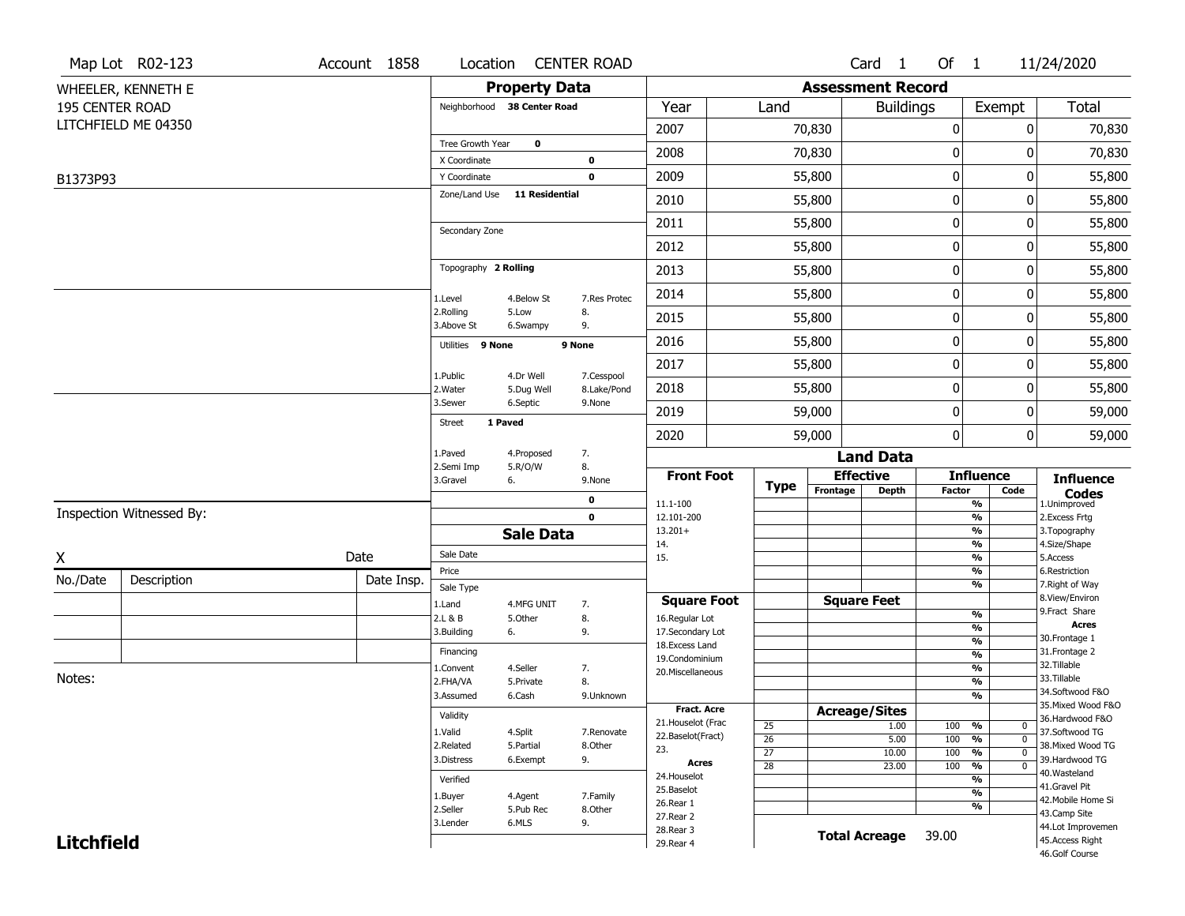Map Lot R02-123 | Account 1858 | Location CENTER ROAD | Card 1 Of 1 | 11/24/2020

WHEELER, KENNETH E
195 CENTER ROAD
LITCHFIELD ME 04350

B1373P93

## Property Data

Neighborhood **38 Center Road**

Tree Growth Year **0**
X Coordinate **0**
Y Coordinate **0**
Zone/Land Use **11 Residential**

Secondary Zone

Topography **2 Rolling**

1.Level 4.Below St 7.Res Protec
2.Rolling 5.Low 8.
3.Above St 6.Swampy 9.

Utilities **9 None** **9 None**

1.Public 4.Dr Well 7.Cesspool
2.Water 5.Dug Well 8.Lake/Pond
3.Sewer 6.Septic 9.None

Street **1 Paved**

1.Paved 4.Proposed 7.
2.Semi Imp 5.R/O/W 8.
3.Gravel 6. 9.None

**0**
**0**

## Assessment Record

| Year | Land | Buildings | Exempt | Total |
|---|---|---|---|---|
| 2007 | 70,830 | 0 | 0 | 70,830 |
| 2008 | 70,830 | 0 | 0 | 70,830 |
| 2009 | 55,800 | 0 | 0 | 55,800 |
| 2010 | 55,800 | 0 | 0 | 55,800 |
| 2011 | 55,800 | 0 | 0 | 55,800 |
| 2012 | 55,800 | 0 | 0 | 55,800 |
| 2013 | 55,800 | 0 | 0 | 55,800 |
| 2014 | 55,800 | 0 | 0 | 55,800 |
| 2015 | 55,800 | 0 | 0 | 55,800 |
| 2016 | 55,800 | 0 | 0 | 55,800 |
| 2017 | 55,800 | 0 | 0 | 55,800 |
| 2018 | 55,800 | 0 | 0 | 55,800 |
| 2019 | 59,000 | 0 | 0 | 59,000 |
| 2020 | 59,000 | 0 | 0 | 59,000 |

## Land Data

| Front Foot | Type | Effective Frontage | Effective Depth | Influence Factor | Influence Code |
|---|---|---|---|---|---|
| 11.1-100 | | | | % | |
| 12.101-200 | | | | % | |
| 13.201+ | | | | % | |
| 14. | | | | % | |
| 15. | | | | % | |
| | | | | % | |
| **Square Foot** | | **Square Feet** | | | |
| 16.Regular Lot | | | | % | |
| 17.Secondary Lot | | | | % | |
| 18.Excess Land | | | | % | |
| 19.Condominium | | | | % | |
| 20.Miscellaneous | | | | % | |
| | | | | % | |
| | | | | % | |
| **Fract. Acre** | | **Acreage/Sites** | | | |
| 21.Houselot (Frac | 25 | | 1.00 | 100 % | 0 |
| 22.Baselot(Fract) | 26 | | 5.00 | 100 % | 0 |
| 23. | 27 | | 10.00 | 100 % | 0 |
| **Acres** | 28 | | 23.00 | 100 % | 0 |
| 24.Houselot | | | | % | |
| 25.Baselot | | | | % | |
| 26.Rear 1 | | | | % | |
| 27.Rear 2 | | | | | |
| 28.Rear 3 | | | | | |
| 29.Rear 4 | | | | | |

**Total Acreage** 39.00

**Influence Codes**
1.Unimproved
2.Excess Frtg
3.Topography
4.Size/Shape
5.Access
6.Restriction
7.Right of Way
8.View/Environ
9.Fract Share
**Acres**
30.Frontage 1
31.Frontage 2
32.Tillable
33.Tillable
34.Softwood F&O
35.Mixed Wood F&O
36.Hardwood F&O
37.Softwood TG
38.Mixed Wood TG
39.Hardwood TG
40.Wasteland
41.Gravel Pit
42.Mobile Home Si
43.Camp Site
44.Lot Improvemen
45.Access Right
46.Golf Course

## Sale Data

Sale Date
Price
Sale Type

1.Land 4.MFG UNIT 7.
2.L & B 5.Other 8.
3.Building 6. 9.

Financing

1.Convent 4.Seller 7.
2.FHA/VA 5.Private 8.
3.Assumed 6.Cash 9.Unknown

Validity

1.Valid 4.Split 7.Renovate
2.Related 5.Partial 8.Other
3.Distress 6.Exempt 9.

Verified

1.Buyer 4.Agent 7.Family
2.Seller 5.Pub Rec 8.Other
3.Lender 6.MLS 9.

Inspection Witnessed By:

X Date

| No./Date | Description | Date Insp. |
|---|---|---|
| | | |
| | | |
| | | |

Notes:

**Litchfield**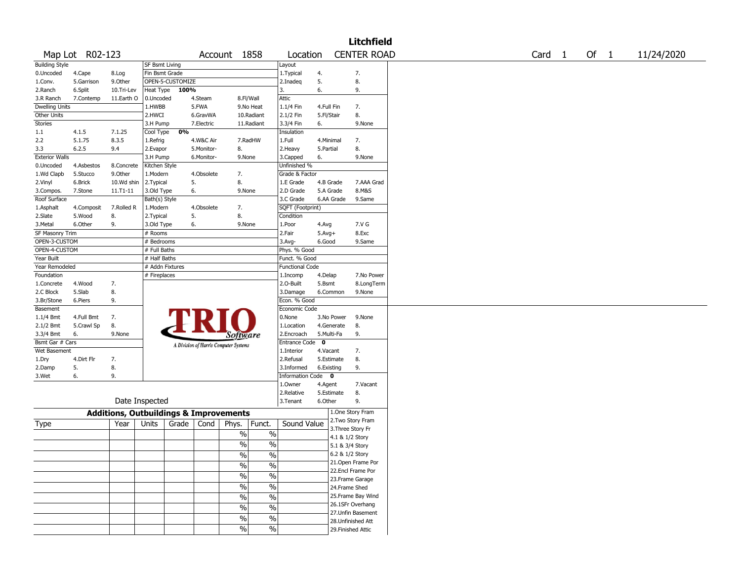# Litchfield

Map Lot R02-123 | Account 1858 | Location CENTER ROAD | Card 1 Of 1 | 11/24/2020

| | | | | | | | | |
|---|---|---|---|---|---|---|---|---|
| **Building Style** | | | **SF Bsmt Living** | | | **Layout** | | |
| 0.Uncoded | 4.Cape | 8.Log | **Fin Bsmt Grade** | | | 1.Typical | 4. | 7. |
| 1.Conv. | 5.Garrison | 9.Other | **OPEN-5-CUSTOMIZE** | | | 2.Inadeq | 5. | 8. |
| 2.Ranch | 6.Split | 10.Tri-Lev | **Heat Type 100%** | | | 3. | 6. | 9. |
| 3.R Ranch | 7.Contemp | 11.Earth O | 0.Uncoded | 4.Steam | 8.Fl/Wall | **Attic** | | |
| **Dwelling Units** | | | 1.HWBB | 5.FWA | 9.No Heat | 1.1/4 Fin | 4.Full Fin | 7. |
| **Other Units** | | | 2.HWCI | 6.GravWA | 10.Radiant | 2.1/2 Fin | 5.Fl/Stair | 8. |
| **Stories** | | | 3.H Pump | 7.Electric | 11.Radiant | 3.3/4 Fin | 6. | 9.None |
| 1.1 | 4.1.5 | 7.1.25 | **Cool Type 0%** | | | **Insulation** | | |
| 2.2 | 5.1.75 | 8.3.5 | 1.Refrig | 4.W&C Air | 7.RadHW | 1.Full | 4.Minimal | 7. |
| 3.3 | 6.2.5 | 9.4 | 2.Evapor | 5.Monitor- | 8. | 2.Heavy | 5.Partial | 8. |
| **Exterior Walls** | | | 3.H Pump | 6.Monitor- | 9.None | 3.Capped | 6. | 9.None |
| 0.Uncoded | 4.Asbestos | 8.Concrete | **Kitchen Style** | | | **Unfinished %** | | |
| 1.Wd Clapb | 5.Stucco | 9.Other | 1.Modern | 4.Obsolete | 7. | **Grade & Factor** | | |
| 2.Vinyl | 6.Brick | 10.Wd shin | 2.Typical | 5. | 8. | 1.E Grade | 4.B Grade | 7.AAA Grad |
| 3.Compos. | 7.Stone | 11.T1-11 | 3.Old Type | 6. | 9.None | 2.D Grade | 5.A Grade | 8.M&S |
| **Roof Surface** | | | **Bath(s) Style** | | | 3.C Grade | 6.AA Grade | 9.Same |
| 1.Asphalt | 4.Composit | 7.Rolled R | 1.Modern | 4.Obsolete | 7. | **SQFT (Footprint)** | | |
| 2.Slate | 5.Wood | 8. | 2.Typical | 5. | 8. | **Condition** | | |
| 3.Metal | 6.Other | 9. | 3.Old Type | 6. | 9.None | 1.Poor | 4.Avg | 7.V G |
| **SF Masonry Trim** | | | **# Rooms** | | | 2.Fair | 5.Avg+ | 8.Exc |
| **OPEN-3-CUSTOM** | | | **# Bedrooms** | | | 3.Avg- | 6.Good | 9.Same |
| **OPEN-4-CUSTOM** | | | **# Full Baths** | | | **Phys. % Good** | | |
| **Year Built** | | | **# Half Baths** | | | **Funct. % Good** | | |
| **Year Remodeled** | | | **# Addn Fixtures** | | | **Functional Code** | | |
| **Foundation** | | | **# Fireplaces** | | | 1.Incomp | 4.Delap | 7.No Power |
| 1.Concrete | 4.Wood | 7. | | | | 2.O-Built | 5.Bsmt | 8.LongTerm |
| 2.C Block | 5.Slab | 8. | | | | 3.Damage | 6.Common | 9.None |
| 3.Br/Stone | 6.Piers | 9. | | | | **Econ. % Good** | | |
| **Basement** | | | | | | **Economic Code** | | |
| 1.1/4 Bmt | 4.Full Bmt | 7. | | | | 0.None | 3.No Power | 9.None |
| 2.1/2 Bmt | 5.Crawl Sp | 8. | | | | 1.Location | 4.Generate | 8. |
| 3.3/4 Bmt | 6. | 9.None | | | | 2.Encroach | 5.Multi-Fa | 9. |
| **Bsmt Gar # Cars** | | | | | | **Entrance Code 0** | | |
| **Wet Basement** | | | | | | 1.Interior | 4.Vacant | 7. |
| 1.Dry | 4.Dirt Flr | 7. | | | | 2.Refusal | 5.Estimate | 8. |
| 2.Damp | 5. | 8. | | | | 3.Informed | 6.Existing | 9. |
| 3.Wet | 6. | 9. | | | | **Information Code 0** | | |
| | | | | | | 1.Owner | 4.Agent | 7.Vacant |
| | | | | | | 2.Relative | 5.Estimate | 8. |
| | Date Inspected | | | | | 3.Tenant | 6.Other | 9. |

TRIO Software — A Division of Harris Computer Systems

## Additions, Outbuildings & Improvements

| Type | Year | Units | Grade | Cond | Phys. | Funct. | Sound Value |
|---|---|---|---|---|---|---|---|
| | | | | | % | % | |
| | | | | | % | % | |
| | | | | | % | % | |
| | | | | | % | % | |
| | | | | | % | % | |
| | | | | | % | % | |
| | | | | | % | % | |
| | | | | | % | % | |
| | | | | | % | % | |
| | | | | | % | % | |

1.One Story Fram
2.Two Story Fram
3.Three Story Fr
4.1 & 1/2 Story
5.1 & 3/4 Story
6.2 & 1/2 Story
21.Open Frame Por
22.Encl Frame Por
23.Frame Garage
24.Frame Shed
25.Frame Bay Wind
26.1SFr Overhang
27.Unfin Basement
28.Unfinished Att
29.Finished Attic